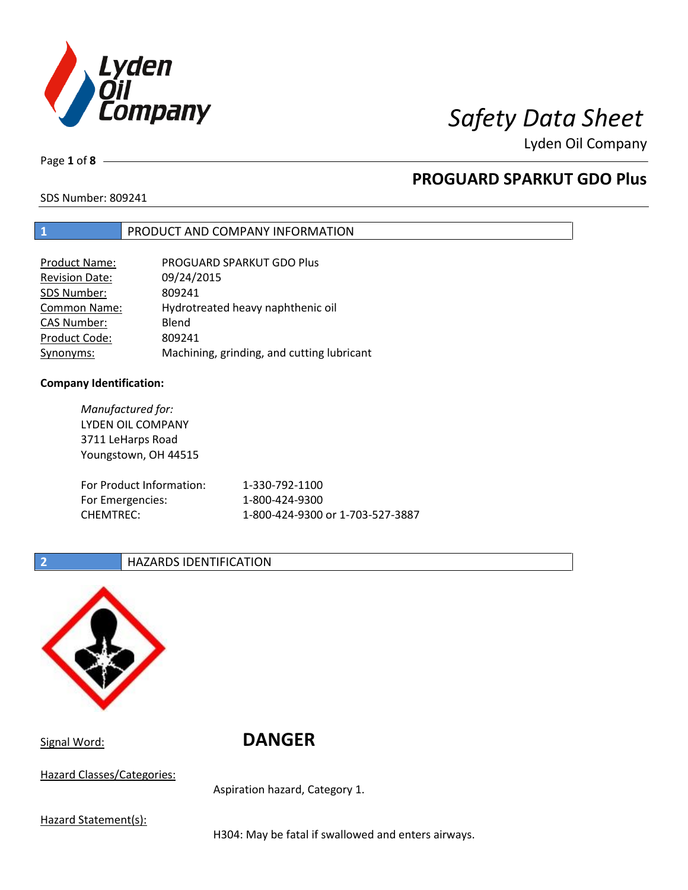# Safety Data Sheet

Lyden Oil Company

## PROGUARD SPARKUT GDO Plus

SDS Number: 809241

## 1 PRODUCT AND COMPANY INFORMATION

| | |
|---|---|
| Product Name: | PROGUARD SPARKUT GDO Plus |
| Revision Date: | 09/24/2015 |
| SDS Number: | 809241 |
| Common Name: | Hydrotreated heavy naphthenic oil |
| CAS Number: | Blend |
| Product Code: | 809241 |
| Synonyms: | Machining, grinding, and cutting lubricant |

**Company Identification:**

*Manufactured for:*
LYDEN OIL COMPANY
3711 LeHarps Road
Youngstown, OH 44515

| | |
|---|---|
| For Product Information: | 1-330-792-1100 |
| For Emergencies: | 1-800-424-9300 |
| CHEMTREC: | 1-800-424-9300 or 1-703-527-3887 |

## 2 HAZARDS IDENTIFICATION

Signal Word: **DANGER**

Hazard Classes/Categories:

Aspiration hazard, Category 1.

Hazard Statement(s):

H304: May be fatal if swallowed and enters airways.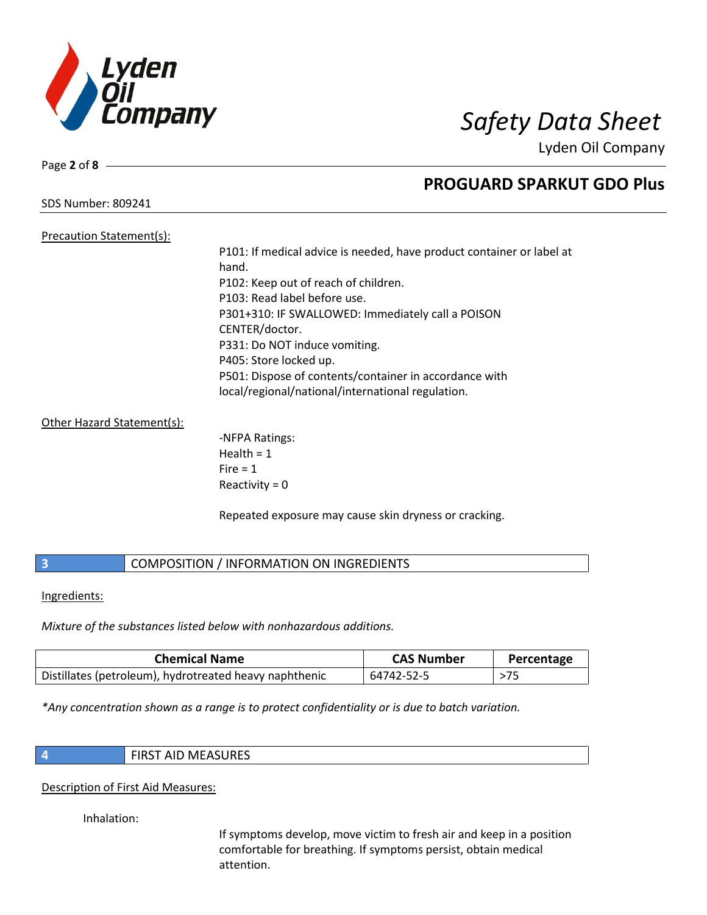Precation Statement(s):

P101: If medical advice is needed, have product container or label at hand.
P102: Keep out of reach of children.
P103: Read label before use.
P301+310: IF SWALLOWED: Immediately call a POISON CENTER/doctor.
P331: Do NOT induce vomiting.
P405: Store locked up.
P501: Dispose of contents/container in accordance with local/regional/national/international regulation.

Other Hazard Statement(s):

-NFPA Ratings:
Health = 1
Fire = 1
Reactivity = 0

Repeated exposure may cause skin dryness or cracking.

## 3 COMPOSITION / INFORMATION ON INGREDIENTS

Ingredients:

*Mixture of the substances listed below with nonhazardous additions.*

| Chemical Name | CAS Number | Percentage |
| --- | --- | --- |
| Distillates (petroleum), hydrotreated heavy naphthenic | 64742-52-5 | >75 |

*\*Any concentration shown as a range is to protect confidentiality or is due to batch variation.*

## 4 FIRST AID MEASURES

Description of First Aid Measures:

Inhalation:

If symptoms develop, move victim to fresh air and keep in a position comfortable for breathing. If symptoms persist, obtain medical attention.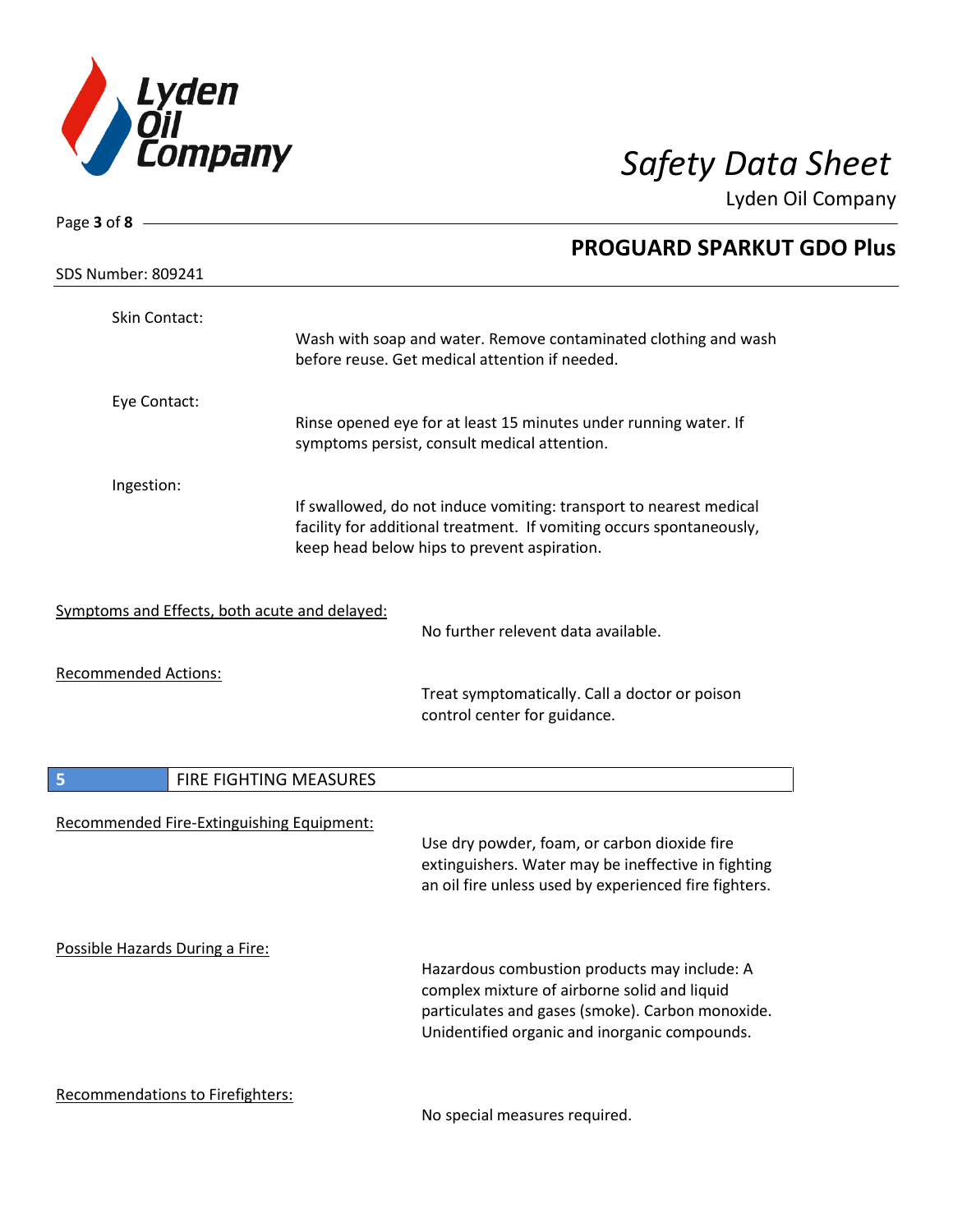Skin Contact:

Wash with soap and water. Remove contaminated clothing and wash before reuse. Get medical attention if needed.

Eye Contact:

Rinse opened eye for at least 15 minutes under running water. If symptoms persist, consult medical attention.

Ingestion:

If swallowed, do not induce vomiting: transport to nearest medical facility for additional treatment. If vomiting occurs spontaneously, keep head below hips to prevent aspiration.

Symptoms and Effects, both acute and delayed:

No further relevent data available.

Recommended Actions:

Treat symptomatically. Call a doctor or poison control center for guidance.

## 5 FIRE FIGHTING MEASURES

Recommended Fire-Extinguishing Equipment:

Use dry powder, foam, or carbon dioxide fire extinguishers. Water may be ineffective in fighting an oil fire unless used by experienced fire fighters.

Possible Hazards During a Fire:

Hazardous combustion products may include: A complex mixture of airborne solid and liquid particulates and gases (smoke). Carbon monoxide. Unidentified organic and inorganic compounds.

Recommendations to Firefighters:

No special measures required.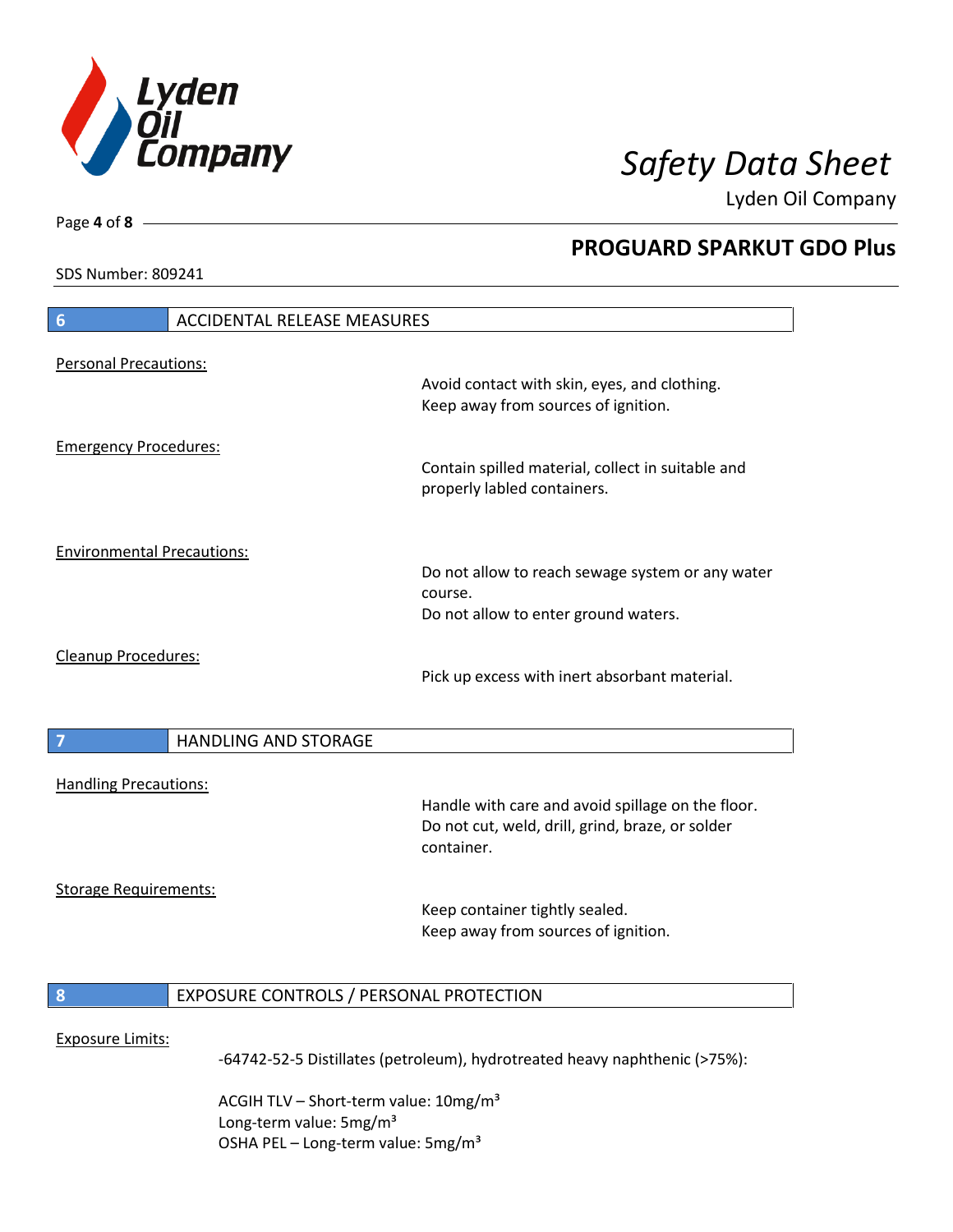## 6 ACCIDENTAL RELEASE MEASURES

Personal Precautions:

Avoid contact with skin, eyes, and clothing.
Keep away from sources of ignition.

Emergency Procedures:

Contain spilled material, collect in suitable and properly labled containers.

Environmental Precautions:

Do not allow to reach sewage system or any water course.
Do not allow to enter ground waters.

Cleanup Procedures:

Pick up excess with inert absorbant material.

## 7 HANDLING AND STORAGE

Handling Precautions:

Handle with care and avoid spillage on the floor.
Do not cut, weld, drill, grind, braze, or solder container.

Storage Requirements:

Keep container tightly sealed.
Keep away from sources of ignition.

## 8 EXPOSURE CONTROLS / PERSONAL PROTECTION

Exposure Limits:

-64742-52-5 Distillates (petroleum), hydrotreated heavy naphthenic (>75%):

ACGIH TLV – Short-term value: 10mg/m³
Long-term value: 5mg/m³
OSHA PEL – Long-term value: 5mg/m³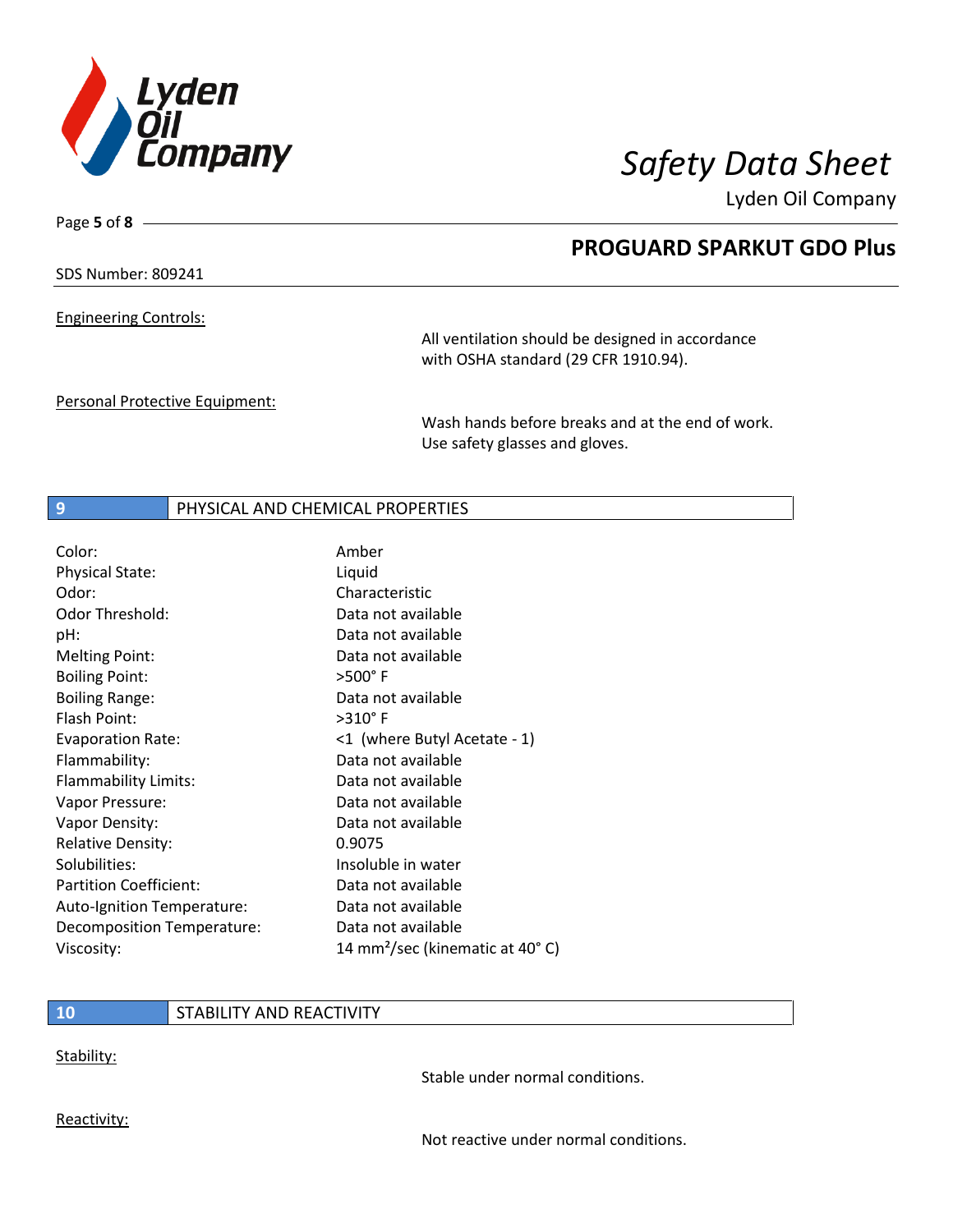Engineering Controls:

All ventilation should be designed in accordance with OSHA standard (29 CFR 1910.94).

Personal Protective Equipment:

Wash hands before breaks and at the end of work. Use safety glasses and gloves.

## 9 PHYSICAL AND CHEMICAL PROPERTIES

| | |
|---|---|
| Color: | Amber |
| Physical State: | Liquid |
| Odor: | Characteristic |
| Odor Threshold: | Data not available |
| pH: | Data not available |
| Melting Point: | Data not available |
| Boiling Point: | >500° F |
| Boiling Range: | Data not available |
| Flash Point: | >310° F |
| Evaporation Rate: | <1 (where Butyl Acetate - 1) |
| Flammability: | Data not available |
| Flammability Limits: | Data not available |
| Vapor Pressure: | Data not available |
| Vapor Density: | Data not available |
| Relative Density: | 0.9075 |
| Solubilities: | Insoluble in water |
| Partition Coefficient: | Data not available |
| Auto-Ignition Temperature: | Data not available |
| Decomposition Temperature: | Data not available |
| Viscosity: | 14 $mm^2$/sec (kinematic at 40° C) |

## 10 STABILITY AND REACTIVITY

Stability:

Stable under normal conditions.

Reactivity:

Not reactive under normal conditions.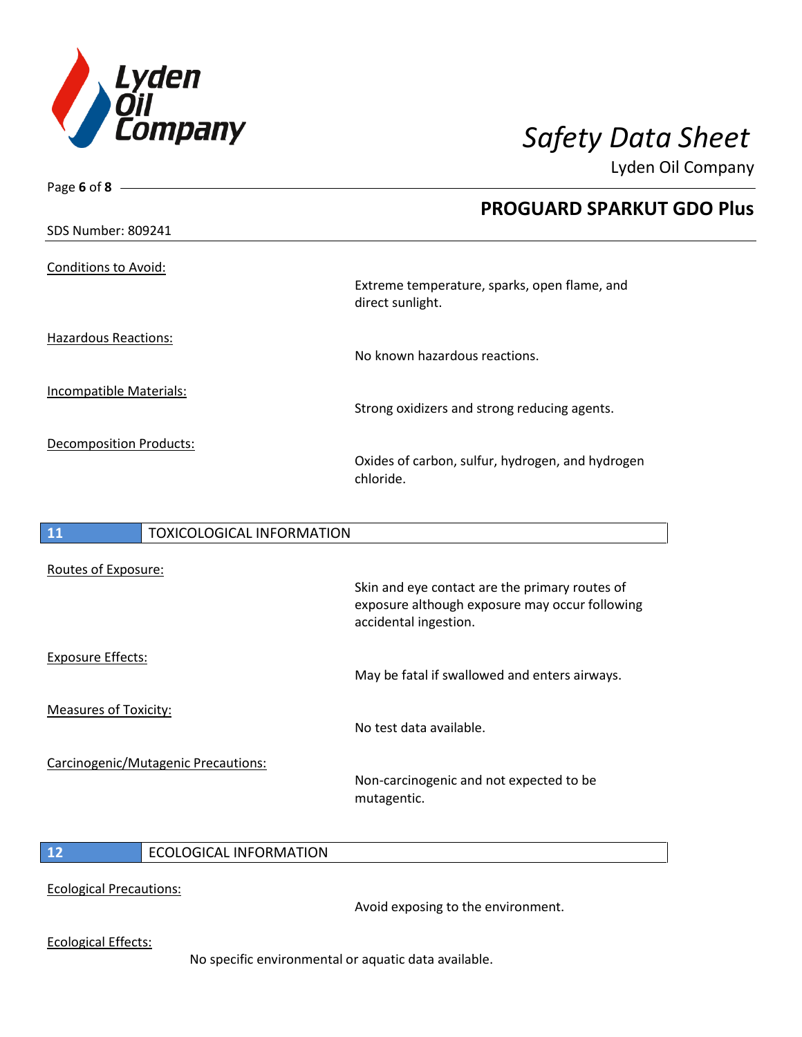Conditions to Avoid:

Extreme temperature, sparks, open flame, and direct sunlight.

Hazardous Reactions:

No known hazardous reactions.

Incompatible Materials:

Strong oxidizers and strong reducing agents.

Decomposition Products:

Oxides of carbon, sulfur, hydrogen, and hydrogen chloride.

## 11 TOXICOLOGICAL INFORMATION

Routes of Exposure:

Skin and eye contact are the primary routes of exposure although exposure may occur following accidental ingestion.

Exposure Effects:

May be fatal if swallowed and enters airways.

Measures of Toxicity:

No test data available.

Carcinogenic/Mutagenic Precautions:

Non-carcinogenic and not expected to be mutagentic.

## 12 ECOLOGICAL INFORMATION

Ecological Precautions:

Avoid exposing to the environment.

Ecological Effects:

No specific environmental or aquatic data available.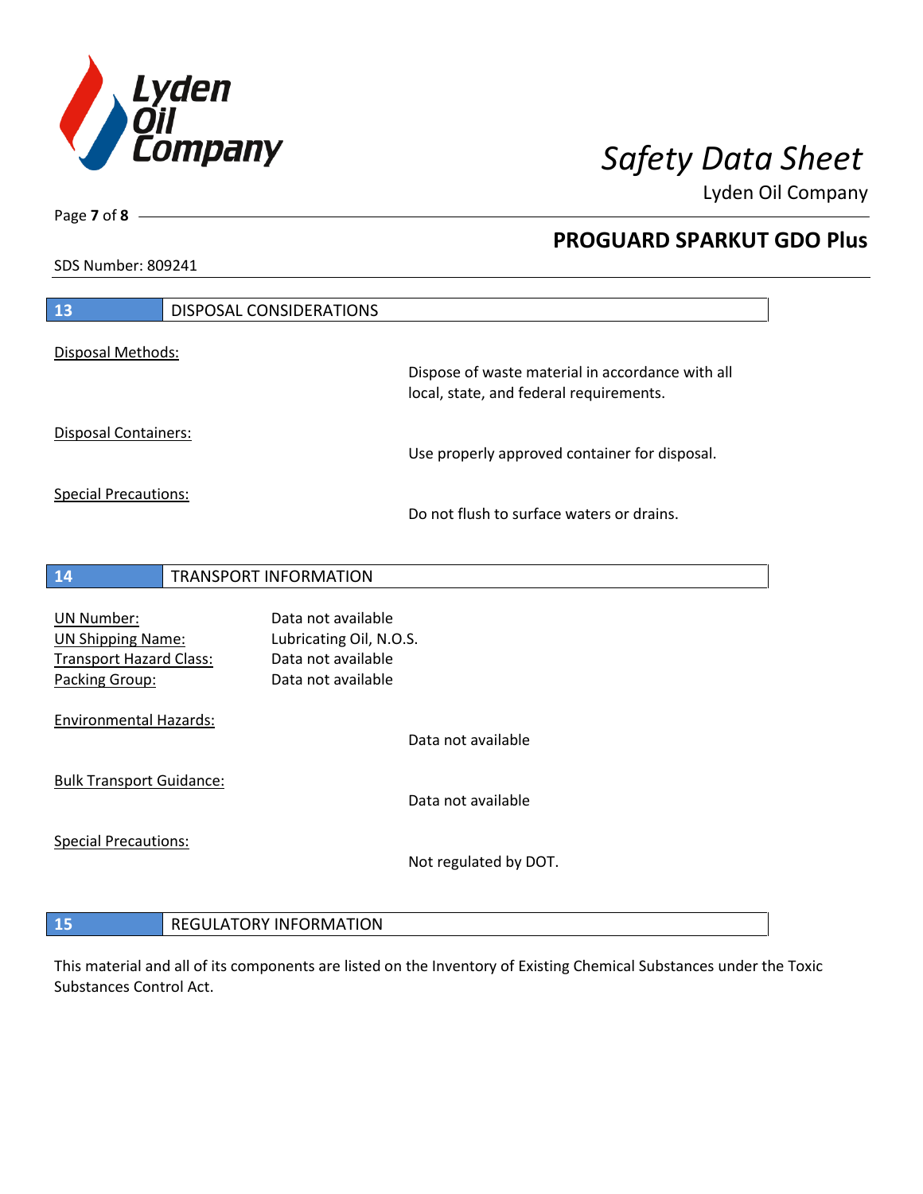## 13 DISPOSAL CONSIDERATIONS

Disposal Methods:

Dispose of waste material in accordance with all local, state, and federal requirements.

Disposal Containers:

Use properly approved container for disposal.

Special Precautions:

Do not flush to surface waters or drains.

## 14 TRANSPORT INFORMATION

| | |
|---|---|
| UN Number: | Data not available |
| UN Shipping Name: | Lubricating Oil, N.O.S. |
| Transport Hazard Class: | Data not available |
| Packing Group: | Data not available |

Environmental Hazards:

Data not available

Bulk Transport Guidance:

Data not available

Special Precautions:

Not regulated by DOT.

## 15 REGULATORY INFORMATION

This material and all of its components are listed on the Inventory of Existing Chemical Substances under the Toxic Substances Control Act.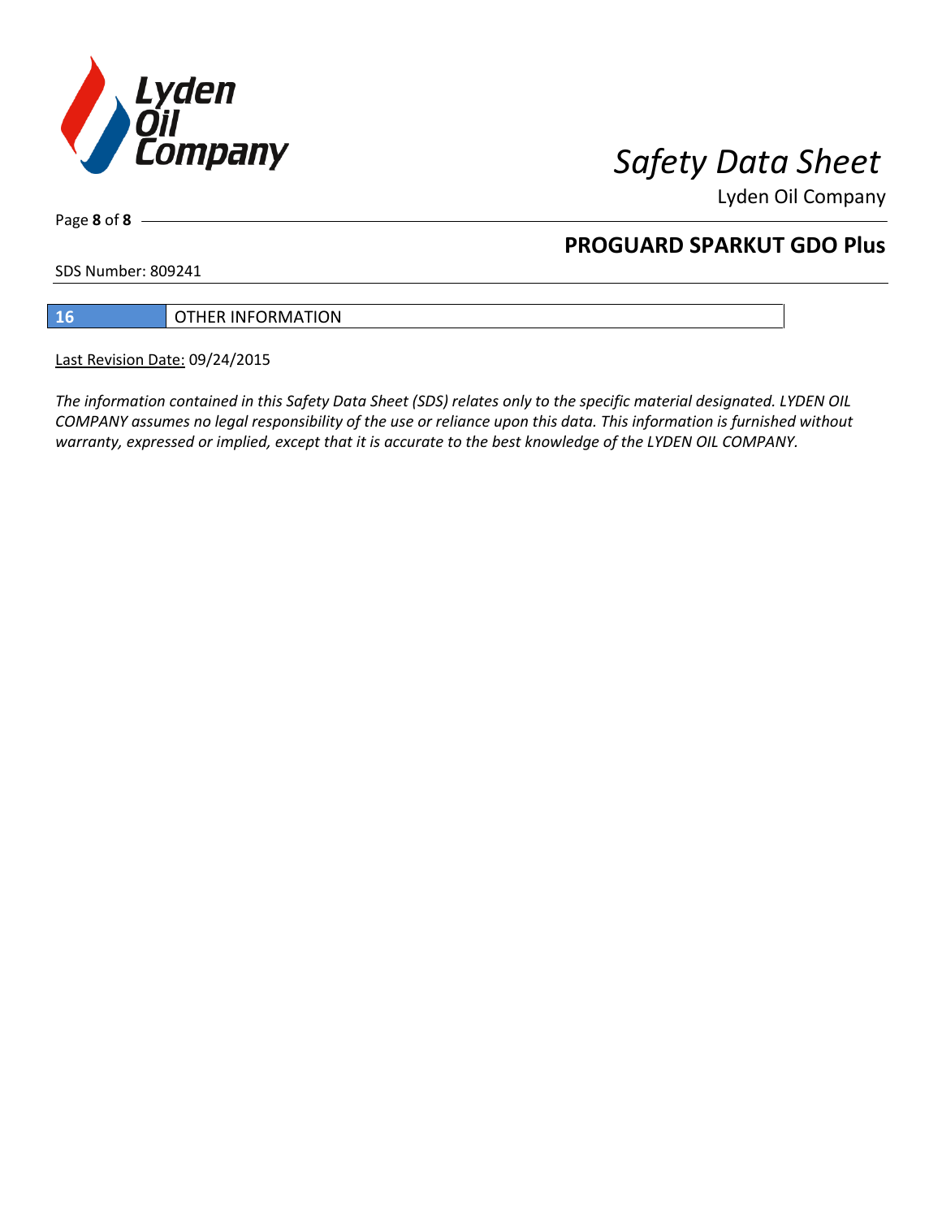## 16 OTHER INFORMATION

Last Revision Date: 09/24/2015

*The information contained in this Safety Data Sheet (SDS) relates only to the specific material designated. LYDEN OIL COMPANY assumes no legal responsibility of the use or reliance upon this data. This information is furnished without warranty, expressed or implied, except that it is accurate to the best knowledge of the LYDEN OIL COMPANY.*